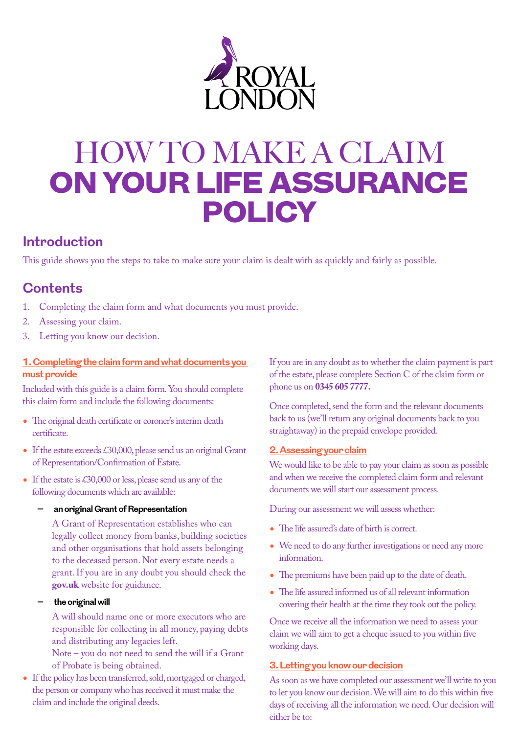ROYAL LONDON

# HOW TO MAKE A CLAIM ON YOUR LIFE ASSURANCE POLICY

## Introduction

This guide shows you the steps to take to make sure your claim is dealt with as quickly and fairly as possible.

## Contents

1. Completing the claim form and what documents you must provide.
2. Assessing your claim.
3. Letting you know our decision.

### 1. Completing the claim form and what documents you must provide

Included with this guide is a claim form. You should complete this claim form and include the following documents:

- The original death certificate or coroner's interim death certificate.
- If the estate exceeds £30,000, please send us an original Grant of Representation/Confirmation of Estate.
- If the estate is £30,000 or less, please send us any of the following documents which are available:
  - **an original Grant of Representation**

    A Grant of Representation establishes who can legally collect money from banks, building societies and other organisations that hold assets belonging to the deceased person. Not every estate needs a grant. If you are in any doubt you should check the **gov.uk** website for guidance.
  - **the original will**

    A will should name one or more executors who are responsible for collecting in all money, paying debts and distributing any legacies left.

    Note – you do not need to send the will if a Grant of Probate is being obtained.
- If the policy has been transferred, sold, mortgaged or charged, the person or company who has received it must make the claim and include the original deeds.

If you are in any doubt as to whether the claim payment is part of the estate, please complete Section C of the claim form or phone us on **0345 605 7777.**

Once completed, send the form and the relevant documents back to us (we'll return any original documents back to you straightaway) in the prepaid envelope provided.

### 2. Assessing your claim

We would like to be able to pay your claim as soon as possible and when we receive the completed claim form and relevant documents we will start our assessment process.

During our assessment we will assess whether:

- The life assured's date of birth is correct.
- We need to do any further investigations or need any more information.
- The premiums have been paid up to the date of death.
- The life assured informed us of all relevant information covering their health at the time they took out the policy.

Once we receive all the information we need to assess your claim we will aim to get a cheque issued to you within five working days.

### 3. Letting you know our decision

As soon as we have completed our assessment we'll write to you to let you know our decision. We will aim to do this within five days of receiving all the information we need. Our decision will either be to: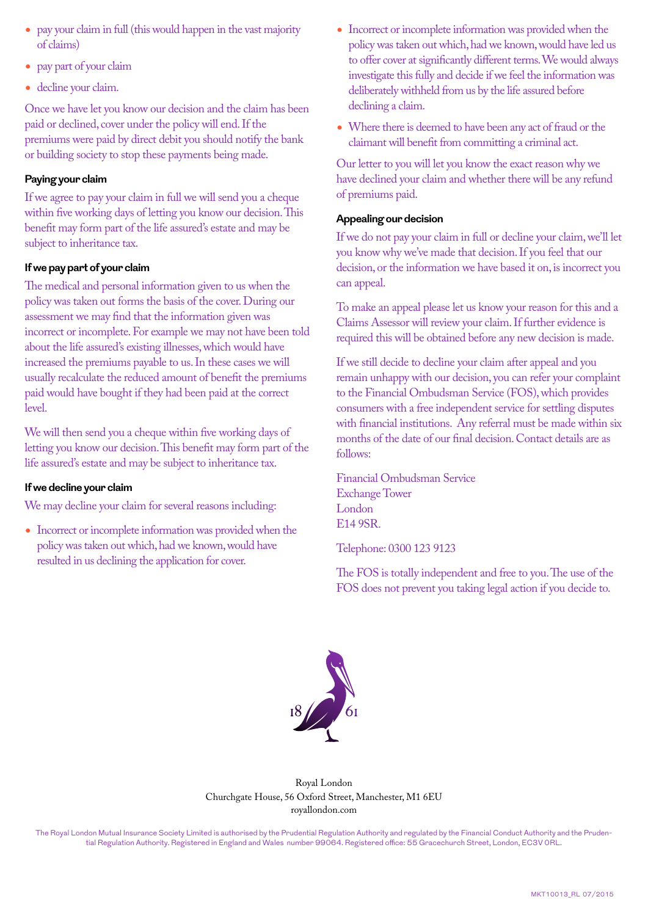- pay your claim in full (this would happen in the vast majority of claims)
- pay part of your claim
- decline your claim.

Once we have let you know our decision and the claim has been paid or declined, cover under the policy will end. If the premiums were paid by direct debit you should notify the bank or building society to stop these payments being made.

### Paying your claim

If we agree to pay your claim in full we will send you a cheque within five working days of letting you know our decision. This benefit may form part of the life assured's estate and may be subject to inheritance tax.

### If we pay part of your claim

The medical and personal information given to us when the policy was taken out forms the basis of the cover. During our assessment we may find that the information given was incorrect or incomplete. For example we may not have been told about the life assured's existing illnesses, which would have increased the premiums payable to us. In these cases we will usually recalculate the reduced amount of benefit the premiums paid would have bought if they had been paid at the correct level.

We will then send you a cheque within five working days of letting you know our decision. This benefit may form part of the life assured's estate and may be subject to inheritance tax.

### If we decline your claim

We may decline your claim for several reasons including:

- Incorrect or incomplete information was provided when the policy was taken out which, had we known, would have resulted in us declining the application for cover.
- Incorrect or incomplete information was provided when the policy was taken out which, had we known, would have led us to offer cover at significantly different terms. We would always investigate this fully and decide if we feel the information was deliberately withheld from us by the life assured before declining a claim.
- Where there is deemed to have been any act of fraud or the claimant will benefit from committing a criminal act.

Our letter to you will let you know the exact reason why we have declined your claim and whether there will be any refund of premiums paid.

### Appealing our decision

If we do not pay your claim in full or decline your claim, we'll let you know why we've made that decision. If you feel that our decision, or the information we have based it on, is incorrect you can appeal.

To make an appeal please let us know your reason for this and a Claims Assessor will review your claim. If further evidence is required this will be obtained before any new decision is made.

If we still decide to decline your claim after appeal and you remain unhappy with our decision, you can refer your complaint to the Financial Ombudsman Service (FOS), which provides consumers with a free independent service for settling disputes with financial institutions. Any referral must be made within six months of the date of our final decision. Contact details are as follows:

Financial Ombudsman Service
Exchange Tower
London
E14 9SR.

Telephone: 0300 123 9123

The FOS is totally independent and free to you. The use of the FOS does not prevent you taking legal action if you decide to.

18 61

Royal London
Churchgate House, 56 Oxford Street, Manchester, M1 6EU
royallondon.com

The Royal London Mutual Insurance Society Limited is authorised by the Prudential Regulation Authority and regulated by the Financial Conduct Authority and the Prudential Regulation Authority. Registered in England and Wales number 99064. Registered office: 55 Gracechurch Street, London, EC3V 0RL.

MKT10013_RL 07/2015